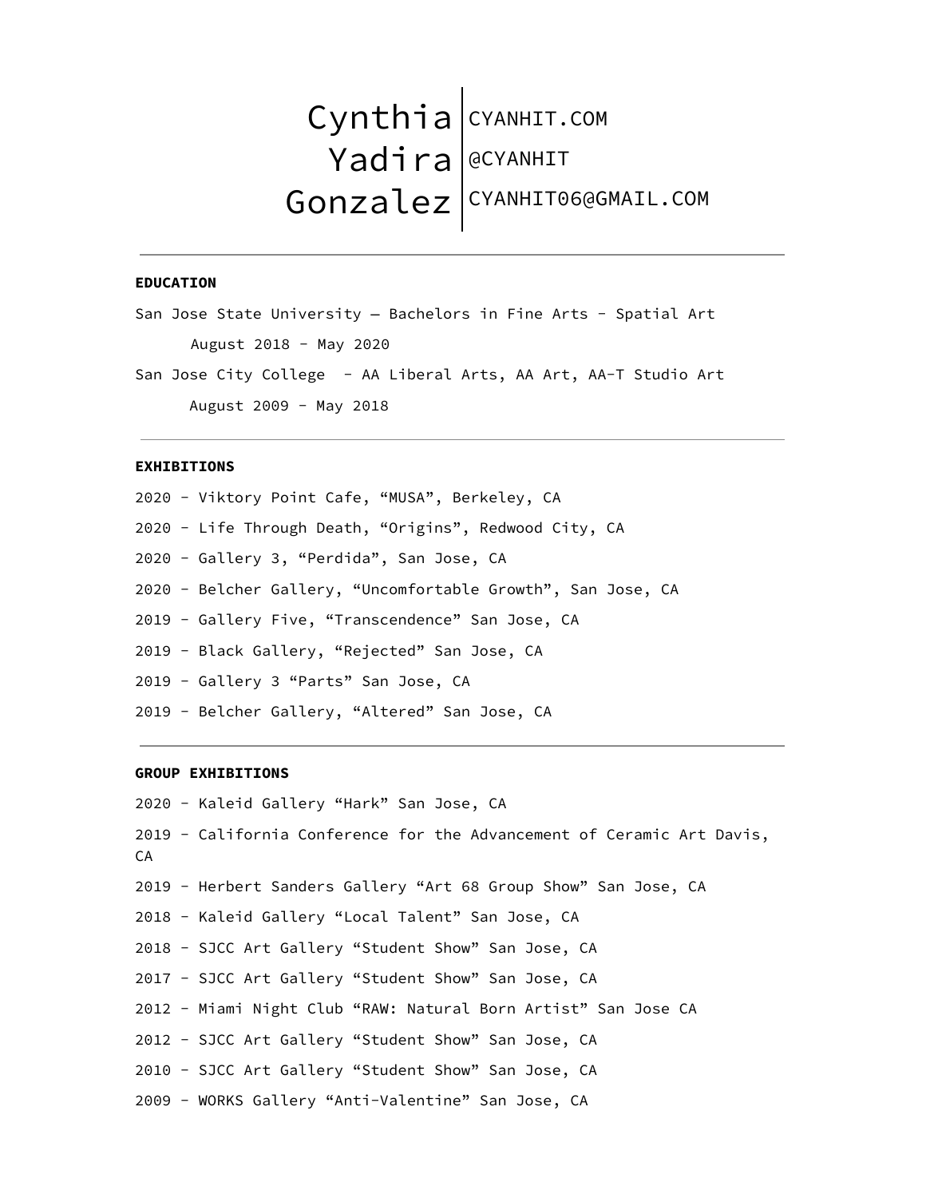# Cynthia Yadira Gonzalez

CYANHIT.COM
@CYANHIT
CYANHIT06@GMAIL.COM

---

**EDUCATION**

San Jose State University — Bachelors in Fine Arts - Spatial Art
August 2018 - May 2020

San Jose City College - AA Liberal Arts, AA Art, AA-T Studio Art
August 2009 - May 2018

---

**EXHIBITIONS**

2020 - Viktory Point Cafe, “MUSA”, Berkeley, CA

2020 - Life Through Death, “Origins”, Redwood City, CA

2020 - Gallery 3, “Perdida”, San Jose, CA

2020 - Belcher Gallery, “Uncomfortable Growth”, San Jose, CA

2019 - Gallery Five, “Transcendence” San Jose, CA

2019 - Black Gallery, “Rejected” San Jose, CA

2019 - Gallery 3 “Parts” San Jose, CA

2019 - Belcher Gallery, “Altered” San Jose, CA

---

**GROUP EXHIBITIONS**

2020 - Kaleid Gallery “Hark” San Jose, CA

2019 - California Conference for the Advancement of Ceramic Art Davis, CA

2019 - Herbert Sanders Gallery “Art 68 Group Show” San Jose, CA

2018 - Kaleid Gallery “Local Talent” San Jose, CA

2018 - SJCC Art Gallery “Student Show” San Jose, CA

2017 - SJCC Art Gallery “Student Show” San Jose, CA

2012 - Miami Night Club “RAW: Natural Born Artist” San Jose CA

2012 - SJCC Art Gallery “Student Show” San Jose, CA

2010 - SJCC Art Gallery “Student Show” San Jose, CA

2009 - WORKS Gallery “Anti-Valentine” San Jose, CA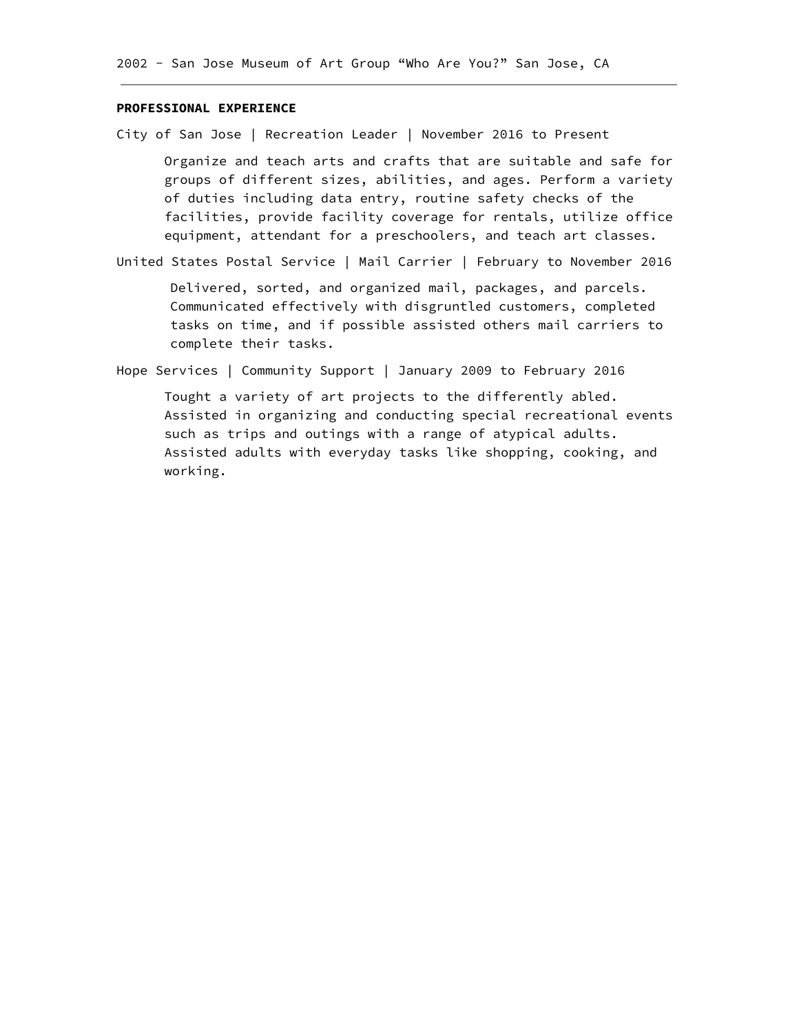2002 - San Jose Museum of Art Group "Who Are You?" San Jose, CA

---

**PROFESSIONAL EXPERIENCE**

City of San Jose | Recreation Leader | November 2016 to Present

Organize and teach arts and crafts that are suitable and safe for groups of different sizes, abilities, and ages. Perform a variety of duties including data entry, routine safety checks of the facilities, provide facility coverage for rentals, utilize office equipment, attendant for a preschoolers, and teach art classes.

United States Postal Service | Mail Carrier | February to November 2016

Delivered, sorted, and organized mail, packages, and parcels. Communicated effectively with disgruntled customers, completed tasks on time, and if possible assisted others mail carriers to complete their tasks.

Hope Services | Community Support | January 2009 to February 2016

Tought a variety of art projects to the differently abled. Assisted in organizing and conducting special recreational events such as trips and outings with a range of atypical adults. Assisted adults with everyday tasks like shopping, cooking, and working.